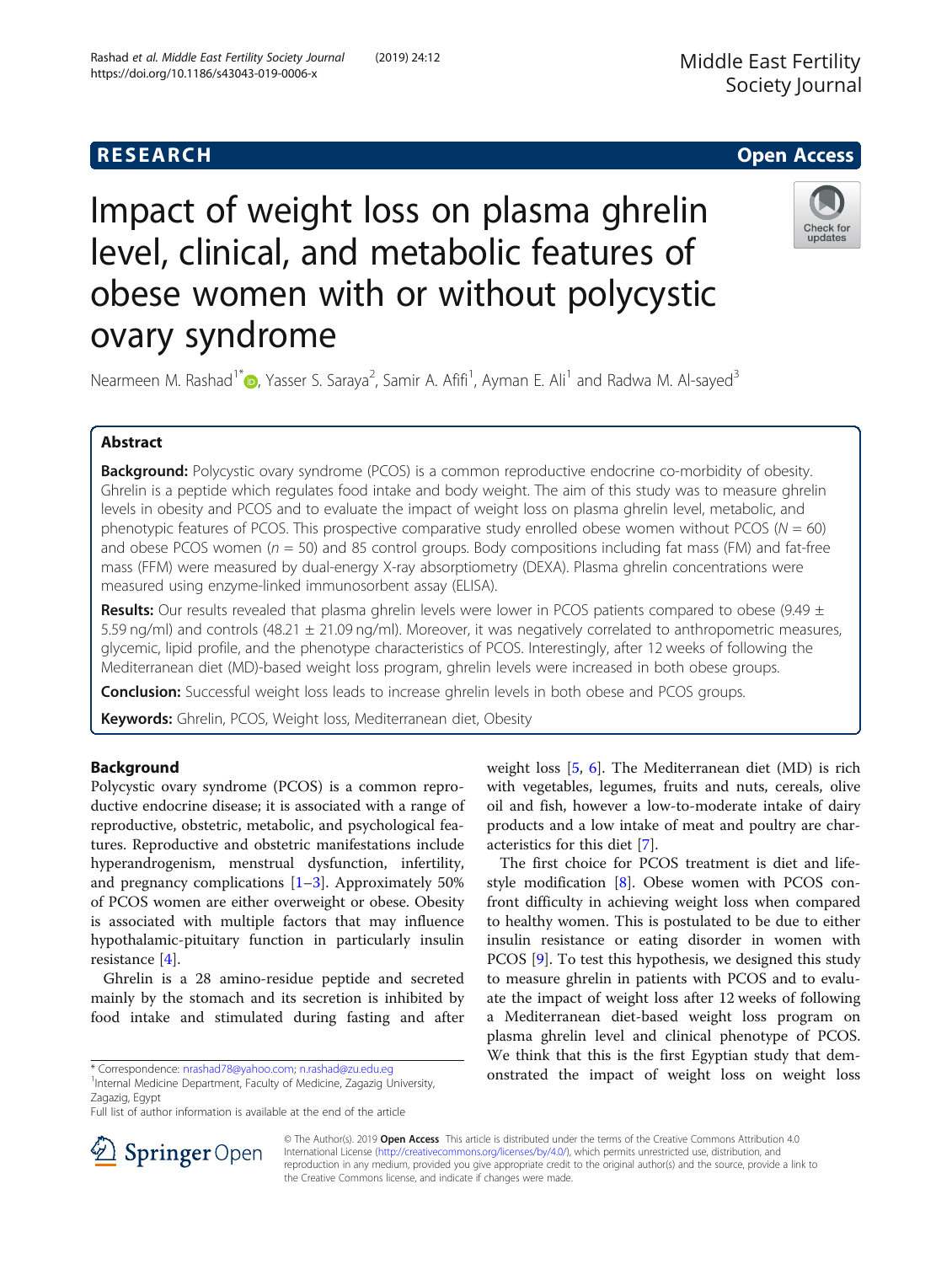# Impact of weight loss on plasma ghrelin level, clinical, and metabolic features of obese women with or without polycystic ovary syndrome

Nearmeen M. Rashad[1*], Yasser S. Saraya[2], Samir A. Afifi[1], Ayman E. Ali[1] and Radwa M. Al-sayed[3]

## Abstract

**Background:** Polycystic ovary syndrome (PCOS) is a common reproductive endocrine co-morbidity of obesity. Ghrelin is a peptide which regulates food intake and body weight. The aim of this study was to measure ghrelin levels in obesity and PCOS and to evaluate the impact of weight loss on plasma ghrelin level, metabolic, and phenotypic features of PCOS. This prospective comparative study enrolled obese women without PCOS ($N = 60$) and obese PCOS women ($n = 50$) and 85 control groups. Body compositions including fat mass (FM) and fat-free mass (FFM) were measured by dual-energy X-ray absorptiometry (DEXA). Plasma ghrelin concentrations were measured using enzyme-linked immunosorbent assay (ELISA).

**Results:** Our results revealed that plasma ghrelin levels were lower in PCOS patients compared to obese (9.49 ± 5.59 ng/ml) and controls (48.21 ± 21.09 ng/ml). Moreover, it was negatively correlated to anthropometric measures, glycemic, lipid profile, and the phenotype characteristics of PCOS. Interestingly, after 12 weeks of following the Mediterranean diet (MD)-based weight loss program, ghrelin levels were increased in both obese groups.

**Conclusion:** Successful weight loss leads to increase ghrelin levels in both obese and PCOS groups.

**Keywords:** Ghrelin, PCOS, Weight loss, Mediterranean diet, Obesity

## Background

Polycystic ovary syndrome (PCOS) is a common reproductive endocrine disease; it is associated with a range of reproductive, obstetric, metabolic, and psychological features. Reproductive and obstetric manifestations include hyperandrogenism, menstrual dysfunction, infertility, and pregnancy complications [1–3]. Approximately 50% of PCOS women are either overweight or obese. Obesity is associated with multiple factors that may influence hypothalamic-pituitary function in particularly insulin resistance [4].

Ghrelin is a 28 amino-residue peptide and secreted mainly by the stomach and its secretion is inhibited by food intake and stimulated during fasting and after weight loss [5, 6]. The Mediterranean diet (MD) is rich with vegetables, legumes, fruits and nuts, cereals, olive oil and fish, however a low-to-moderate intake of dairy products and a low intake of meat and poultry are characteristics for this diet [7].

The first choice for PCOS treatment is diet and lifestyle modification [8]. Obese women with PCOS confront difficulty in achieving weight loss when compared to healthy women. This is postulated to be due to either insulin resistance or eating disorder in women with PCOS [9]. To test this hypothesis, we designed this study to measure ghrelin in patients with PCOS and to evaluate the impact of weight loss after 12 weeks of following a Mediterranean diet-based weight loss program on plasma ghrelin level and clinical phenotype of PCOS. We think that this is the first Egyptian study that demonstrated the impact of weight loss on weight loss

\* Correspondence: nrashad78@yahoo.com; n.rashad@zu.edu.eg
[1]Internal Medicine Department, Faculty of Medicine, Zagazig University, Zagazig, Egypt
Full list of author information is available at the end of the article

© The Author(s). 2019 **Open Access** This article is distributed under the terms of the Creative Commons Attribution 4.0 International License (http://creativecommons.org/licenses/by/4.0/), which permits unrestricted use, distribution, and reproduction in any medium, provided you give appropriate credit to the original author(s) and the source, provide a link to the Creative Commons license, and indicate if changes were made.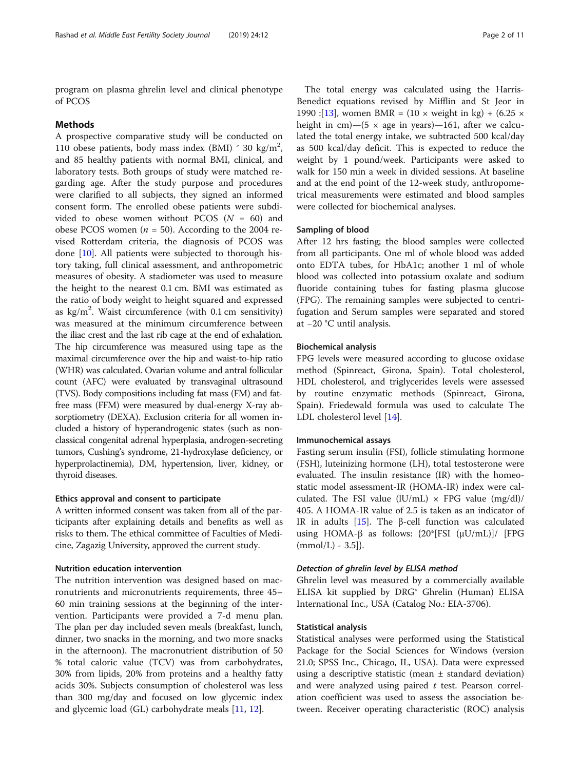program on plasma ghrelin level and clinical phenotype of PCOS

## Methods

A prospective comparative study will be conducted on 110 obese patients, body mass index (BMI) ˃ 30 kg/m$^2$, and 85 healthy patients with normal BMI, clinical, and laboratory tests. Both groups of study were matched regarding age. After the study purpose and procedures were clarified to all subjects, they signed an informed consent form. The enrolled obese patients were subdivided to obese women without PCOS ($N$ = 60) and obese PCOS women ($n$ = 50). According to the 2004 revised Rotterdam criteria, the diagnosis of PCOS was done [10]. All patients were subjected to thorough history taking, full clinical assessment, and anthropometric measures of obesity. A stadiometer was used to measure the height to the nearest 0.1 cm. BMI was estimated as the ratio of body weight to height squared and expressed as kg/m$^2$. Waist circumference (with 0.1 cm sensitivity) was measured at the minimum circumference between the iliac crest and the last rib cage at the end of exhalation. The hip circumference was measured using tape as the maximal circumference over the hip and waist-to-hip ratio (WHR) was calculated. Ovarian volume and antral follicular count (AFC) were evaluated by transvaginal ultrasound (TVS). Body compositions including fat mass (FM) and fat-free mass (FFM) were measured by dual-energy X-ray absorptiometry (DEXA). Exclusion criteria for all women included a history of hyperandrogenic states (such as non-classical congenital adrenal hyperplasia, androgen-secreting tumors, Cushing's syndrome, 21-hydroxylase deficiency, or hyperprolactinemia), DM, hypertension, liver, kidney, or thyroid diseases.

### Ethics approval and consent to participate

A written informed consent was taken from all of the participants after explaining details and benefits as well as risks to them. The ethical committee of Faculties of Medicine, Zagazig University, approved the current study.

### Nutrition education intervention

The nutrition intervention was designed based on macronutrients and micronutrients requirements, three 45–60 min training sessions at the beginning of the intervention. Participants were provided a 7-d menu plan. The plan per day included seven meals (breakfast, lunch, dinner, two snacks in the morning, and two more snacks in the afternoon). The macronutrient distribution of 50 % total caloric value (TCV) was from carbohydrates, 30% from lipids, 20% from proteins and a healthy fatty acids 30%. Subjects consumption of cholesterol was less than 300 mg/day and focused on low glycemic index and glycemic load (GL) carbohydrate meals [11, 12].

The total energy was calculated using the Harris-Benedict equations revised by Mifflin and St Jeor in 1990 :[13], women BMR = (10 × weight in kg) + (6.25 × height in cm)—(5 × age in years)—161, after we calculated the total energy intake, we subtracted 500 kcal/day as 500 kcal/day deficit. This is expected to reduce the weight by 1 pound/week. Participants were asked to walk for 150 min a week in divided sessions. At baseline and at the end point of the 12-week study, anthropometrical measurements were estimated and blood samples were collected for biochemical analyses.

### Sampling of blood

After 12 hrs fasting; the blood samples were collected from all participants. One ml of whole blood was added onto EDTA tubes, for HbA1c; another 1 ml of whole blood was collected into potassium oxalate and sodium fluoride containing tubes for fasting plasma glucose (FPG). The remaining samples were subjected to centrifugation and Serum samples were separated and stored at −20 °C until analysis.

### Biochemical analysis

FPG levels were measured according to glucose oxidase method (Spinreact, Girona, Spain). Total cholesterol, HDL cholesterol, and triglycerides levels were assessed by routine enzymatic methods (Spinreact, Girona, Spain). Friedewald formula was used to calculate The LDL cholesterol level [14].

### Immunochemical assays

Fasting serum insulin (FSI), follicle stimulating hormone (FSH), luteinizing hormone (LH), total testosterone were evaluated. The insulin resistance (IR) with the homeostatic model assessment-IR (HOMA-IR) index were calculated. The FSI value (lU/mL) × FPG value (mg/dl)/ 405. A HOMA-IR value of 2.5 is taken as an indicator of IR in adults [15]. The β-cell function was calculated using HOMA-β as follows: {20*[FSI (μU/mL)]/ [FPG (mmol/L) - 3.5]}.

#### *Detection of ghrelin level by ELISA method*

Ghrelin level was measured by a commercially available ELISA kit supplied by DRG® Ghrelin (Human) ELISA International Inc., USA (Catalog No.: EIA-3706).

### Statistical analysis

Statistical analyses were performed using the Statistical Package for the Social Sciences for Windows (version 21.0; SPSS Inc., Chicago, IL, USA). Data were expressed using a descriptive statistic (mean ± standard deviation) and were analyzed using paired $t$ test. Pearson correlation coefficient was used to assess the association between. Receiver operating characteristic (ROC) analysis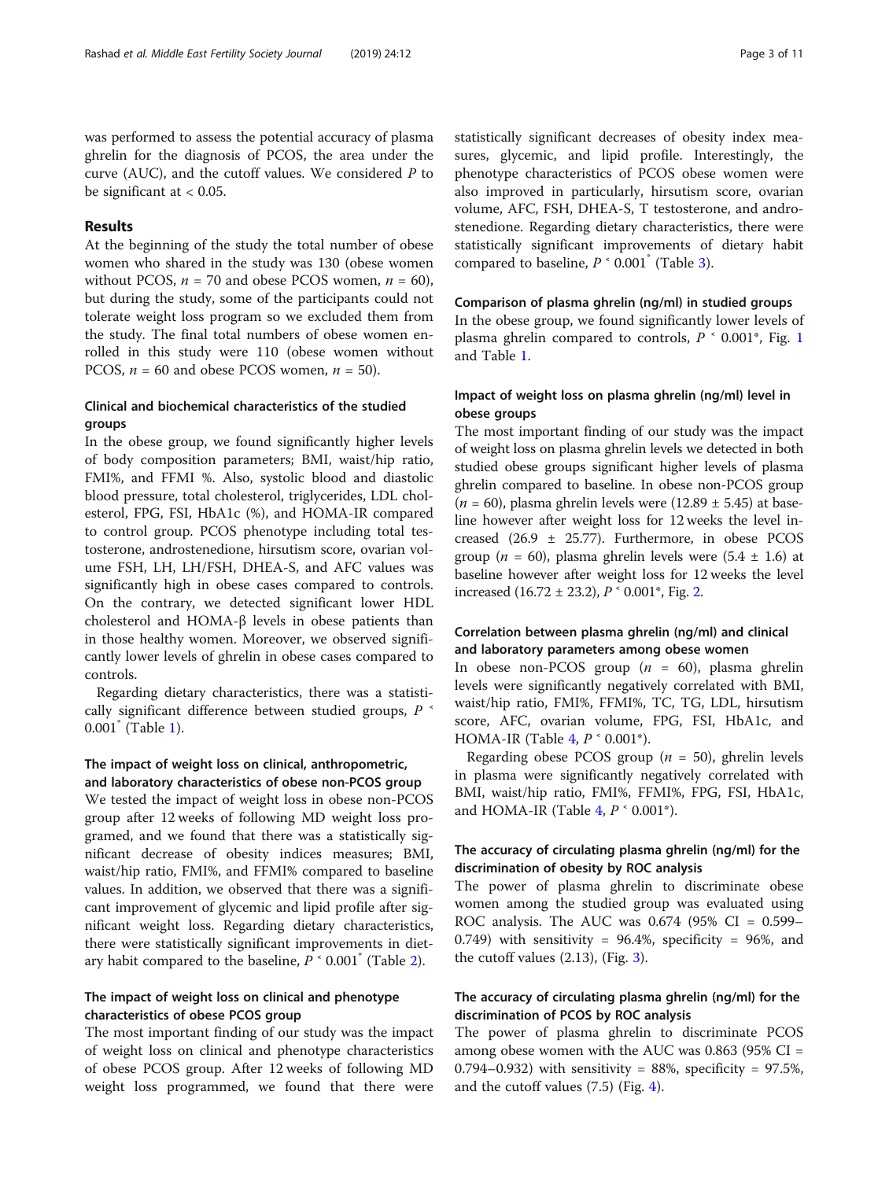was performed to assess the potential accuracy of plasma ghrelin for the diagnosis of PCOS, the area under the curve (AUC), and the cutoff values. We considered $P$ to be significant at < 0.05.

## Results

At the beginning of the study the total number of obese women who shared in the study was 130 (obese women without PCOS, $n$ = 70 and obese PCOS women, $n$ = 60), but during the study, some of the participants could not tolerate weight loss program so we excluded them from the study. The final total numbers of obese women enrolled in this study were 110 (obese women without PCOS, $n$ = 60 and obese PCOS women, $n$ = 50).

### Clinical and biochemical characteristics of the studied groups

In the obese group, we found significantly higher levels of body composition parameters; BMI, waist/hip ratio, FMI%, and FFMI %. Also, systolic blood and diastolic blood pressure, total cholesterol, triglycerides, LDL cholesterol, FPG, FSI, HbA1c (%), and HOMA-IR compared to control group. PCOS phenotype including total testosterone, androstenedione, hirsutism score, ovarian volume FSH, LH, LH/FSH, DHEA-S, and AFC values was significantly high in obese cases compared to controls. On the contrary, we detected significant lower HDL cholesterol and HOMA-β levels in obese patients than in those healthy women. Moreover, we observed significantly lower levels of ghrelin in obese cases compared to controls.

Regarding dietary characteristics, there was a statistically significant difference between studied groups, $P < 0.001^{*}$ (Table 1).

### The impact of weight loss on clinical, anthropometric, and laboratory characteristics of obese non-PCOS group

We tested the impact of weight loss in obese non-PCOS group after 12 weeks of following MD weight loss programed, and we found that there was a statistically significant decrease of obesity indices measures; BMI, waist/hip ratio, FMI%, and FFMI% compared to baseline values. In addition, we observed that there was a significant improvement of glycemic and lipid profile after significant weight loss. Regarding dietary characteristics, there were statistically significant improvements in dietary habit compared to the baseline, $P < 0.001^{*}$ (Table 2).

### The impact of weight loss on clinical and phenotype characteristics of obese PCOS group

The most important finding of our study was the impact of weight loss on clinical and phenotype characteristics of obese PCOS group. After 12 weeks of following MD weight loss programmed, we found that there were statistically significant decreases of obesity index measures, glycemic, and lipid profile. Interestingly, the phenotype characteristics of PCOS obese women were also improved in particularly, hirsutism score, ovarian volume, AFC, FSH, DHEA-S, T testosterone, and androstenedione. Regarding dietary characteristics, there were statistically significant improvements of dietary habit compared to baseline, $P < 0.001^{*}$ (Table 3).

### Comparison of plasma ghrelin (ng/ml) in studied groups

In the obese group, we found significantly lower levels of plasma ghrelin compared to controls, $P < 0.001$*, Fig. 1 and Table 1.

### Impact of weight loss on plasma ghrelin (ng/ml) level in obese groups

The most important finding of our study was the impact of weight loss on plasma ghrelin levels we detected in both studied obese groups significant higher levels of plasma ghrelin compared to baseline. In obese non-PCOS group ($n$ = 60), plasma ghrelin levels were (12.89 ± 5.45) at baseline however after weight loss for 12 weeks the level increased (26.9 ± 25.77). Furthermore, in obese PCOS group ($n$ = 60), plasma ghrelin levels were (5.4 ± 1.6) at baseline however after weight loss for 12 weeks the level increased (16.72 ± 23.2), $P < 0.001$*, Fig. 2.

### Correlation between plasma ghrelin (ng/ml) and clinical and laboratory parameters among obese women

In obese non-PCOS group ($n$ = 60), plasma ghrelin levels were significantly negatively correlated with BMI, waist/hip ratio, FMI%, FFMI%, TC, TG, LDL, hirsutism score, AFC, ovarian volume, FPG, FSI, HbA1c, and HOMA-IR (Table 4, $P < 0.001$*).

Regarding obese PCOS group ($n$ = 50), ghrelin levels in plasma were significantly negatively correlated with BMI, waist/hip ratio, FMI%, FFMI%, FPG, FSI, HbA1c, and HOMA-IR (Table 4, $P < 0.001$*).

### The accuracy of circulating plasma ghrelin (ng/ml) for the discrimination of obesity by ROC analysis

The power of plasma ghrelin to discriminate obese women among the studied group was evaluated using ROC analysis. The AUC was 0.674 (95% CI = 0.599–0.749) with sensitivity = 96.4%, specificity = 96%, and the cutoff values (2.13), (Fig. 3).

### The accuracy of circulating plasma ghrelin (ng/ml) for the discrimination of PCOS by ROC analysis

The power of plasma ghrelin to discriminate PCOS among obese women with the AUC was 0.863 (95% CI = 0.794–0.932) with sensitivity = 88%, specificity = 97.5%, and the cutoff values (7.5) (Fig. 4).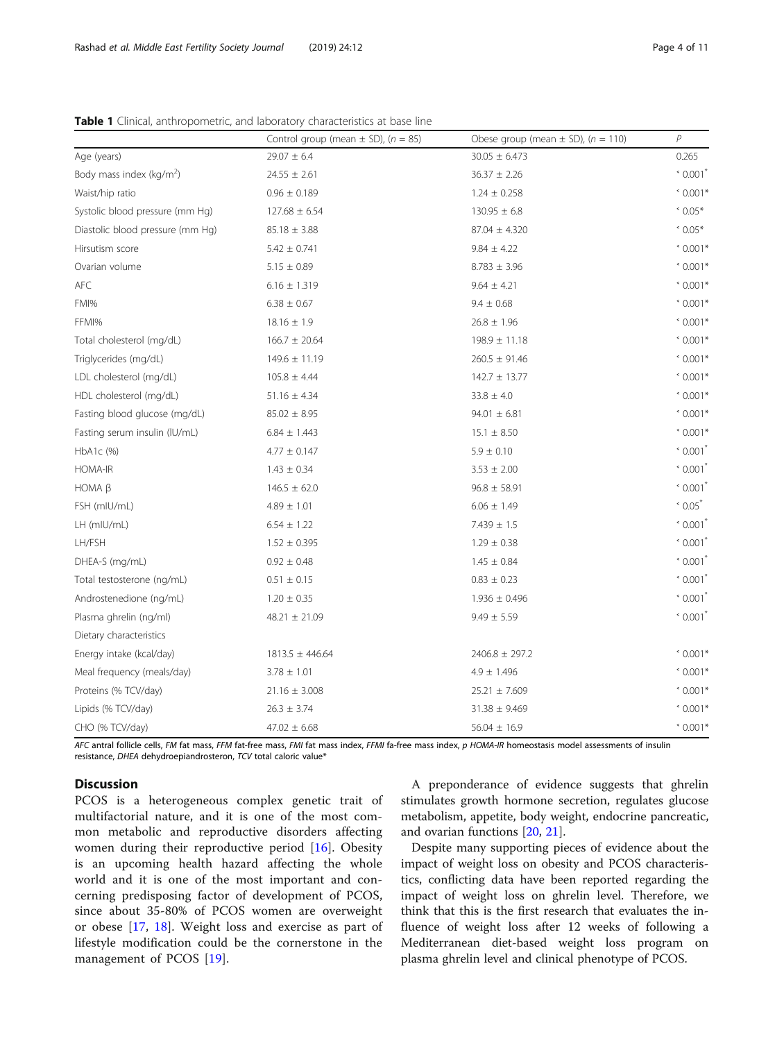**Table 1** Clinical, anthropometric, and laboratory characteristics at base line

| | Control group (mean ± SD), ($n$ = 85) | Obese group (mean ± SD), ($n$ = 110) | $P$ |
|---|---|---|---|
| Age (years) | 29.07 ± 6.4 | 30.05 ± 6.473 | 0.265 |
| Body mass index (kg/m$^2$) | 24.55 ± 2.61 | 36.37 ± 2.26 | ˂ 0.001* |
| Waist/hip ratio | 0.96 ± 0.189 | 1.24 ± 0.258 | ˂ 0.001* |
| Systolic blood pressure (mm Hg) | 127.68 ± 6.54 | 130.95 ± 6.8 | ˂ 0.05* |
| Diastolic blood pressure (mm Hg) | 85.18 ± 3.88 | 87.04 ± 4.320 | ˂ 0.05* |
| Hirsutism score | 5.42 ± 0.741 | 9.84 ± 4.22 | ˂ 0.001* |
| Ovarian volume | 5.15 ± 0.89 | 8.783 ± 3.96 | ˂ 0.001* |
| AFC | 6.16 ± 1.319 | 9.64 ± 4.21 | ˂ 0.001* |
| FMI% | 6.38 ± 0.67 | 9.4 ± 0.68 | ˂ 0.001* |
| FFMI% | 18.16 ± 1.9 | 26.8 ± 1.96 | ˂ 0.001* |
| Total cholesterol (mg/dL) | 166.7 ± 20.64 | 198.9 ± 11.18 | ˂ 0.001* |
| Triglycerides (mg/dL) | 149.6 ± 11.19 | 260.5 ± 91.46 | ˂ 0.001* |
| LDL cholesterol (mg/dL) | 105.8 ± 4.44 | 142.7 ± 13.77 | ˂ 0.001* |
| HDL cholesterol (mg/dL) | 51.16 ± 4.34 | 33.8 ± 4.0 | ˂ 0.001* |
| Fasting blood glucose (mg/dL) | 85.02 ± 8.95 | 94.01 ± 6.81 | ˂ 0.001* |
| Fasting serum insulin (IU/mL) | 6.84 ± 1.443 | 15.1 ± 8.50 | ˂ 0.001* |
| HbA1c (%) | 4.77 ± 0.147 | 5.9 ± 0.10 | ˂ 0.001* |
| HOMA-IR | 1.43 ± 0.34 | 3.53 ± 2.00 | ˂ 0.001* |
| HOMA β | 146.5 ± 62.0 | 96.8 ± 58.91 | ˂ 0.001* |
| FSH (mIU/mL) | 4.89 ± 1.01 | 6.06 ± 1.49 | ˂ 0.05* |
| LH (mIU/mL) | 6.54 ± 1.22 | 7.439 ± 1.5 | ˂ 0.001* |
| LH/FSH | 1.52 ± 0.395 | 1.29 ± 0.38 | ˂ 0.001* |
| DHEA-S (mg/mL) | 0.92 ± 0.48 | 1.45 ± 0.84 | ˂ 0.001* |
| Total testosterone (ng/mL) | 0.51 ± 0.15 | 0.83 ± 0.23 | ˂ 0.001* |
| Androstenedione (ng/mL) | 1.20 ± 0.35 | 1.936 ± 0.496 | ˂ 0.001* |
| Plasma ghrelin (ng/ml) | 48.21 ± 21.09 | 9.49 ± 5.59 | ˂ 0.001* |
| Dietary characteristics | | | |
| Energy intake (kcal/day) | 1813.5 ± 446.64 | 2406.8 ± 297.2 | ˂ 0.001* |
| Meal frequency (meals/day) | 3.78 ± 1.01 | 4.9 ± 1.496 | ˂ 0.001* |
| Proteins (% TCV/day) | 21.16 ± 3.008 | 25.21 ± 7.609 | ˂ 0.001* |
| Lipids (% TCV/day) | 26.3 ± 3.74 | 31.38 ± 9.469 | ˂ 0.001* |
| CHO (% TCV/day) | 47.02 ± 6.68 | 56.04 ± 16.9 | ˂ 0.001* |

*AFC* antral follicle cells, *FM* fat mass, *FFM* fat-free mass, *FMI* fat mass index, *FFMI* fa-free mass index, *p HOMA-IR* homeostasis model assessments of insulin resistance, *DHEA* dehydroepiandrosteron, *TCV* total caloric value*

## Discussion

PCOS is a heterogeneous complex genetic trait of multifactorial nature, and it is one of the most common metabolic and reproductive disorders affecting women during their reproductive period [16]. Obesity is an upcoming health hazard affecting the whole world and it is one of the most important and concerning predisposing factor of development of PCOS, since about 35-80% of PCOS women are overweight or obese [17, 18]. Weight loss and exercise as part of lifestyle modification could be the cornerstone in the management of PCOS [19].

A preponderance of evidence suggests that ghrelin stimulates growth hormone secretion, regulates glucose metabolism, appetite, body weight, endocrine pancreatic, and ovarian functions [20, 21].

Despite many supporting pieces of evidence about the impact of weight loss on obesity and PCOS characteristics, conflicting data have been reported regarding the impact of weight loss on ghrelin level. Therefore, we think that this is the first research that evaluates the influence of weight loss after 12 weeks of following a Mediterranean diet-based weight loss program on plasma ghrelin level and clinical phenotype of PCOS.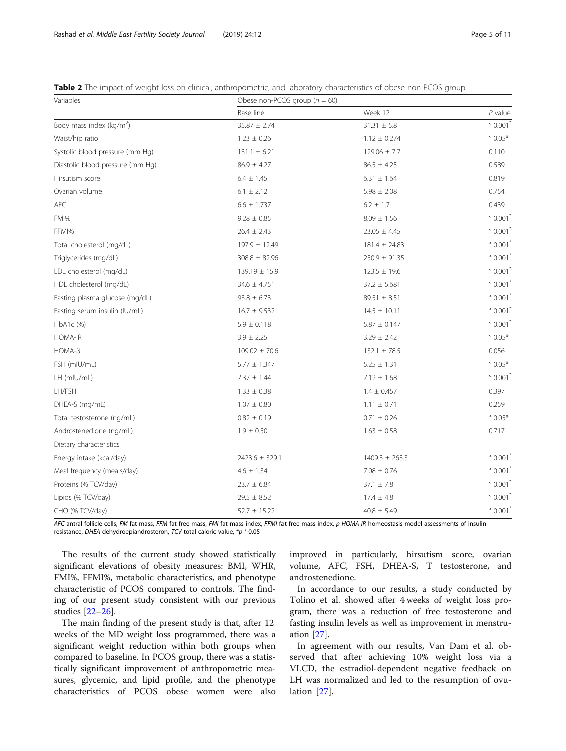**Table 2** The impact of weight loss on clinical, anthropometric, and laboratory characteristics of obese non-PCOS group

| Variables | Obese non-PCOS group ($n$ = 60) | | |
|---|---|---|---|
| | Base line | Week 12 | $P$ value |
| Body mass index (kg/m$^2$) | 35.87 ± 2.74 | 31.31 ± 5.8 | ˂ 0.001* |
| Waist/hip ratio | 1.23 ± 0.26 | 1.12 ± 0.274 | ˂ 0.05* |
| Systolic blood pressure (mm Hg) | 131.1 ± 6.21 | 129.06 ± 7.7 | 0.110 |
| Diastolic blood pressure (mm Hg) | 86.9 ± 4.27 | 86.5 ± 4.25 | 0.589 |
| Hirsutism score | 6.4 ± 1.45 | 6.31 ± 1.64 | 0.819 |
| Ovarian volume | 6.1 ± 2.12 | 5.98 ± 2.08 | 0.754 |
| AFC | 6.6 ± 1.737 | 6.2 ± 1.7 | 0.439 |
| FMI% | 9.28 ± 0.85 | 8.09 ± 1.56 | ˂ 0.001* |
| FFMI% | 26.4 ± 2.43 | 23.05 ± 4.45 | ˂ 0.001* |
| Total cholesterol (mg/dL) | 197.9 ± 12.49 | 181.4 ± 24.83 | ˂ 0.001* |
| Triglycerides (mg/dL) | 308.8 ± 82.96 | 250.9 ± 91.35 | ˂ 0.001* |
| LDL cholesterol (mg/dL) | 139.19 ± 15.9 | 123.5 ± 19.6 | ˂ 0.001* |
| HDL cholesterol (mg/dL) | 34.6 ± 4.751 | 37.2 ± 5.681 | ˂ 0.001* |
| Fasting plasma glucose (mg/dL) | 93.8 ± 6.73 | 89.51 ± 8.51 | ˂ 0.001* |
| Fasting serum insulin (IU/mL) | 16.7 ± 9.532 | 14.5 ± 10.11 | ˂ 0.001* |
| HbA1c (%) | 5.9 ± 0.118 | 5.87 ± 0.147 | ˂ 0.001* |
| HOMA-IR | 3.9 ± 2.25 | 3.29 ± 2.42 | ˂ 0.05* |
| HOMA-β | 109.02 ± 70.6 | 132.1 ± 78.5 | 0.056 |
| FSH (mIU/mL) | 5.77 ± 1.347 | 5.25 ± 1.31 | ˂ 0.05* |
| LH (mIU/mL) | 7.37 ± 1.44 | 7.12 ± 1.68 | ˂ 0.001* |
| LH/FSH | 1.33 ± 0.38 | 1.4 ± 0.457 | 0.397 |
| DHEA-S (mg/mL) | 1.07 ± 0.80 | 1.11 ± 0.71 | 0.259 |
| Total testosterone (ng/mL) | 0.82 ± 0.19 | 0.71 ± 0.26 | ˂ 0.05* |
| Androstenedione (ng/mL) | 1.9 ± 0.50 | 1.63 ± 0.58 | 0.717 |
| Dietary characteristics | | | |
| Energy intake (kcal/day) | 2423.6 ± 329.1 | 1409.3 ± 263.3 | ˂ 0.001* |
| Meal frequency (meals/day) | 4.6 ± 1.34 | 7.08 ± 0.76 | ˂ 0.001* |
| Proteins (% TCV/day) | 23.7 ± 6.84 | 37.1 ± 7.8 | ˂ 0.001* |
| Lipids (% TCV/day) | 29.5 ± 8.52 | 17.4 ± 4.8 | ˂ 0.001* |
| CHO (% TCV/day) | 52.7 ± 15.22 | 40.8 ± 5.49 | ˂ 0.001* |

*AFC* antral follicle cells, *FM* fat mass, *FFM* fat-free mass, *FMI* fat mass index, *FFMI* fat-free mass index, *p HOMA-IR* homeostasis model assessments of insulin resistance, *DHEA* dehydroepiandrosteron, *TCV* total caloric value, *$p$ ˂ 0.05

The results of the current study showed statistically significant elevations of obesity measures: BMI, WHR, FMI%, FFMI%, metabolic characteristics, and phenotype characteristic of PCOS compared to controls. The finding of our present study consistent with our previous studies [22–26].

The main finding of the present study is that, after 12 weeks of the MD weight loss programmed, there was a significant weight reduction within both groups when compared to baseline. In PCOS group, there was a statistically significant improvement of anthropometric measures, glycemic, and lipid profile, and the phenotype characteristics of PCOS obese women were also improved in particularly, hirsutism score, ovarian volume, AFC, FSH, DHEA-S, T testosterone, and androstenedione.

In accordance to our results, a study conducted by Tolino et al. showed after 4 weeks of weight loss program, there was a reduction of free testosterone and fasting insulin levels as well as improvement in menstruation [27].

In agreement with our results, Van Dam et al. observed that after achieving 10% weight loss via a VLCD, the estradiol-dependent negative feedback on LH was normalized and led to the resumption of ovulation [27].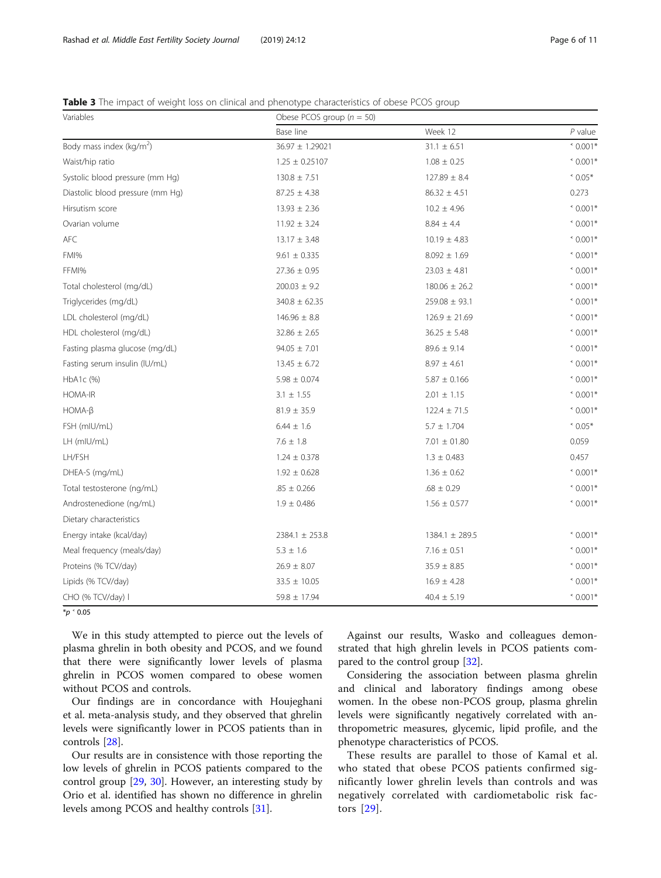**Table 3** The impact of weight loss on clinical and phenotype characteristics of obese PCOS group

| Variables | Obese PCOS group (n = 50) | | |
|---|---|---|---|
| | Base line | Week 12 | P value |
| Body mass index (kg/m$^2$) | 36.97 ± 1.29021 | 31.1 ± 6.51 | ˂ 0.001* |
| Waist/hip ratio | 1.25 ± 0.25107 | 1.08 ± 0.25 | ˂ 0.001* |
| Systolic blood pressure (mm Hg) | 130.8 ± 7.51 | 127.89 ± 8.4 | ˂ 0.05* |
| Diastolic blood pressure (mm Hg) | 87.25 ± 4.38 | 86.32 ± 4.51 | 0.273 |
| Hirsutism score | 13.93 ± 2.36 | 10.2 ± 4.96 | ˂ 0.001* |
| Ovarian volume | 11.92 ± 3.24 | 8.84 ± 4.4 | ˂ 0.001* |
| AFC | 13.17 ± 3.48 | 10.19 ± 4.83 | ˂ 0.001* |
| FMI% | 9.61 ± 0.335 | 8.092 ± 1.69 | ˂ 0.001* |
| FFMI% | 27.36 ± 0.95 | 23.03 ± 4.81 | ˂ 0.001* |
| Total cholesterol (mg/dL) | 200.03 ± 9.2 | 180.06 ± 26.2 | ˂ 0.001* |
| Triglycerides (mg/dL) | 340.8 ± 62.35 | 259.08 ± 93.1 | ˂ 0.001* |
| LDL cholesterol (mg/dL) | 146.96 ± 8.8 | 126.9 ± 21.69 | ˂ 0.001* |
| HDL cholesterol (mg/dL) | 32.86 ± 2.65 | 36.25 ± 5.48 | ˂ 0.001* |
| Fasting plasma glucose (mg/dL) | 94.05 ± 7.01 | 89.6 ± 9.14 | ˂ 0.001* |
| Fasting serum insulin (lU/mL) | 13.45 ± 6.72 | 8.97 ± 4.61 | ˂ 0.001* |
| HbA1c (%) | 5.98 ± 0.074 | 5.87 ± 0.166 | ˂ 0.001* |
| HOMA-IR | 3.1 ± 1.55 | 2.01 ± 1.15 | ˂ 0.001* |
| HOMA-β | 81.9 ± 35.9 | 122.4 ± 71.5 | ˂ 0.001* |
| FSH (mIU/mL) | 6.44 ± 1.6 | 5.7 ± 1.704 | ˂ 0.05* |
| LH (mIU/mL) | 7.6 ± 1.8 | 7.01 ± 01.80 | 0.059 |
| LH/FSH | 1.24 ± 0.378 | 1.3 ± 0.483 | 0.457 |
| DHEA-S (mg/mL) | 1.92 ± 0.628 | 1.36 ± 0.62 | ˂ 0.001* |
| Total testosterone (ng/mL) | .85 ± 0.266 | .68 ± 0.29 | ˂ 0.001* |
| Androstenedione (ng/mL) | 1.9 ± 0.486 | 1.56 ± 0.577 | ˂ 0.001* |
| Dietary characteristics | | | |
| Energy intake (kcal/day) | 2384.1 ± 253.8 | 1384.1 ± 289.5 | ˂ 0.001* |
| Meal frequency (meals/day) | 5.3 ± 1.6 | 7.16 ± 0.51 | ˂ 0.001* |
| Proteins (% TCV/day) | 26.9 ± 8.07 | 35.9 ± 8.85 | ˂ 0.001* |
| Lipids (% TCV/day) | 33.5 ± 10.05 | 16.9 ± 4.28 | ˂ 0.001* |
| CHO (% TCV/day) l | 59.8 ± 17.94 | 40.4 ± 5.19 | ˂ 0.001* |

*$p < 0.05$

We in this study attempted to pierce out the levels of plasma ghrelin in both obesity and PCOS, and we found that there were significantly lower levels of plasma ghrelin in PCOS women compared to obese women without PCOS and controls.

Our findings are in concordance with Houjeghani et al. meta-analysis study, and they observed that ghrelin levels were significantly lower in PCOS patients than in controls [28].

Our results are in consistence with those reporting the low levels of ghrelin in PCOS patients compared to the control group [29, 30]. However, an interesting study by Orio et al. identified has shown no difference in ghrelin levels among PCOS and healthy controls [31].

Against our results, Wasko and colleagues demonstrated that high ghrelin levels in PCOS patients compared to the control group [32].

Considering the association between plasma ghrelin and clinical and laboratory findings among obese women. In the obese non-PCOS group, plasma ghrelin levels were significantly negatively correlated with anthropometric measures, glycemic, lipid profile, and the phenotype characteristics of PCOS.

These results are parallel to those of Kamal et al. who stated that obese PCOS patients confirmed significantly lower ghrelin levels than controls and was negatively correlated with cardiometabolic risk factors [29].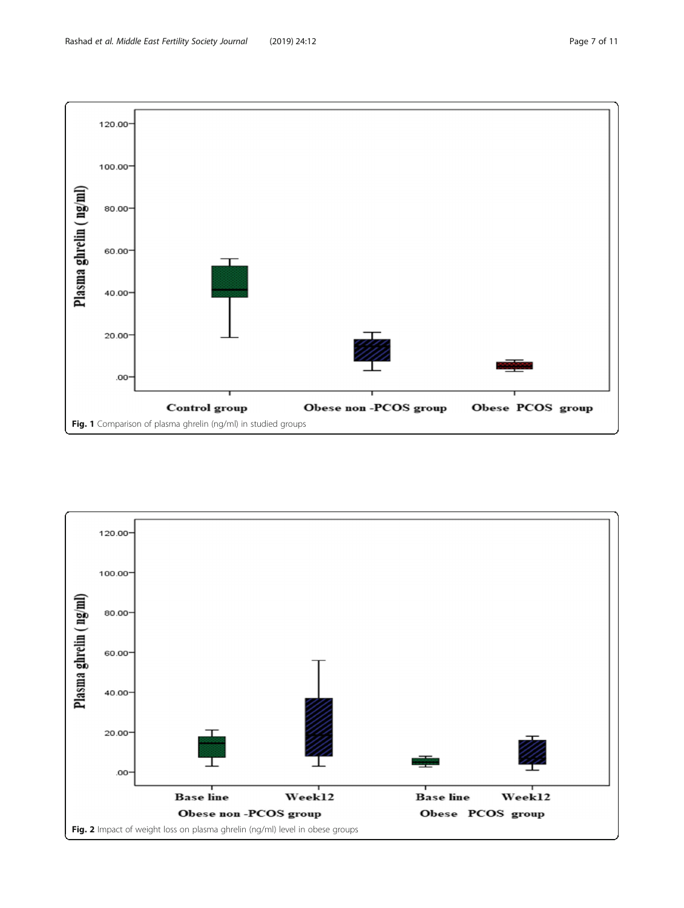Fig. 1 Comparison of plasma ghrelin (ng/ml) in studied groups

Fig. 2 Impact of weight loss on plasma ghrelin (ng/ml) level in obese groups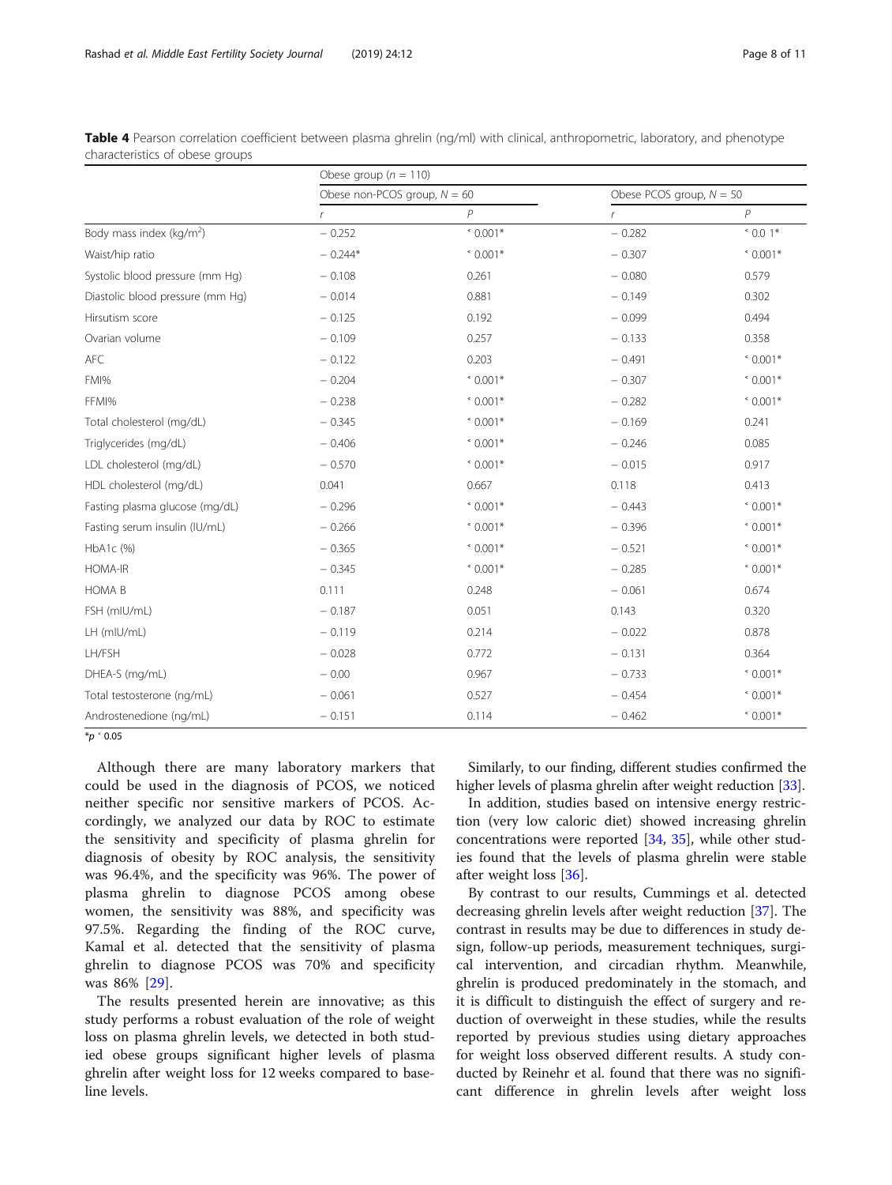**Table 4** Pearson correlation coefficient between plasma ghrelin (ng/ml) with clinical, anthropometric, laboratory, and phenotype characteristics of obese groups

| | Obese group ($n$ = 110) | | | |
|---|---|---|---|---|
| | Obese non-PCOS group, $N$ = 60 | | Obese PCOS group, $N$ = 50 | |
| | $r$ | $P$ | $r$ | $P$ |
| Body mass index (kg/m$^2$) | − 0.252 | ˂ 0.001* | − 0.282 | ˂ 0.0 1* |
| Waist/hip ratio | − 0.244* | ˂ 0.001* | − 0.307 | ˂ 0.001* |
| Systolic blood pressure (mm Hg) | − 0.108 | 0.261 | − 0.080 | 0.579 |
| Diastolic blood pressure (mm Hg) | − 0.014 | 0.881 | − 0.149 | 0.302 |
| Hirsutism score | − 0.125 | 0.192 | − 0.099 | 0.494 |
| Ovarian volume | − 0.109 | 0.257 | − 0.133 | 0.358 |
| AFC | − 0.122 | 0.203 | − 0.491 | ˂ 0.001* |
| FMI% | − 0.204 | ˂ 0.001* | − 0.307 | ˂ 0.001* |
| FFMI% | − 0.238 | ˂ 0.001* | − 0.282 | ˂ 0.001* |
| Total cholesterol (mg/dL) | − 0.345 | ˂ 0.001* | − 0.169 | 0.241 |
| Triglycerides (mg/dL) | − 0.406 | ˂ 0.001* | − 0.246 | 0.085 |
| LDL cholesterol (mg/dL) | − 0.570 | ˂ 0.001* | − 0.015 | 0.917 |
| HDL cholesterol (mg/dL) | 0.041 | 0.667 | 0.118 | 0.413 |
| Fasting plasma glucose (mg/dL) | − 0.296 | ˂ 0.001* | − 0.443 | ˂ 0.001* |
| Fasting serum insulin (IU/mL) | − 0.266 | ˂ 0.001* | − 0.396 | ˂ 0.001* |
| HbA1c (%) | − 0.365 | ˂ 0.001* | − 0.521 | ˂ 0.001* |
| HOMA-IR | − 0.345 | ˂ 0.001* | − 0.285 | ˂ 0.001* |
| HOMA B | 0.111 | 0.248 | − 0.061 | 0.674 |
| FSH (mIU/mL) | − 0.187 | 0.051 | 0.143 | 0.320 |
| LH (mIU/mL) | − 0.119 | 0.214 | − 0.022 | 0.878 |
| LH/FSH | − 0.028 | 0.772 | − 0.131 | 0.364 |
| DHEA-S (mg/mL) | − 0.00 | 0.967 | − 0.733 | ˂ 0.001* |
| Total testosterone (ng/mL) | − 0.061 | 0.527 | − 0.454 | ˂ 0.001* |
| Androstenedione (ng/mL) | − 0.151 | 0.114 | − 0.462 | ˂ 0.001* |

*$p$ ˂ 0.05

Although there are many laboratory markers that could be used in the diagnosis of PCOS, we noticed neither specific nor sensitive markers of PCOS. Accordingly, we analyzed our data by ROC to estimate the sensitivity and specificity of plasma ghrelin for diagnosis of obesity by ROC analysis, the sensitivity was 96.4%, and the specificity was 96%. The power of plasma ghrelin to diagnose PCOS among obese women, the sensitivity was 88%, and specificity was 97.5%. Regarding the finding of the ROC curve, Kamal et al. detected that the sensitivity of plasma ghrelin to diagnose PCOS was 70% and specificity was 86% [29].

The results presented herein are innovative; as this study performs a robust evaluation of the role of weight loss on plasma ghrelin levels, we detected in both studied obese groups significant higher levels of plasma ghrelin after weight loss for 12 weeks compared to baseline levels.

Similarly, to our finding, different studies confirmed the higher levels of plasma ghrelin after weight reduction [33].

In addition, studies based on intensive energy restriction (very low caloric diet) showed increasing ghrelin concentrations were reported [34, 35], while other studies found that the levels of plasma ghrelin were stable after weight loss [36].

By contrast to our results, Cummings et al. detected decreasing ghrelin levels after weight reduction [37]. The contrast in results may be due to differences in study design, follow-up periods, measurement techniques, surgical intervention, and circadian rhythm. Meanwhile, ghrelin is produced predominately in the stomach, and it is difficult to distinguish the effect of surgery and reduction of overweight in these studies, while the results reported by previous studies using dietary approaches for weight loss observed different results. A study conducted by Reinehr et al. found that there was no significant difference in ghrelin levels after weight loss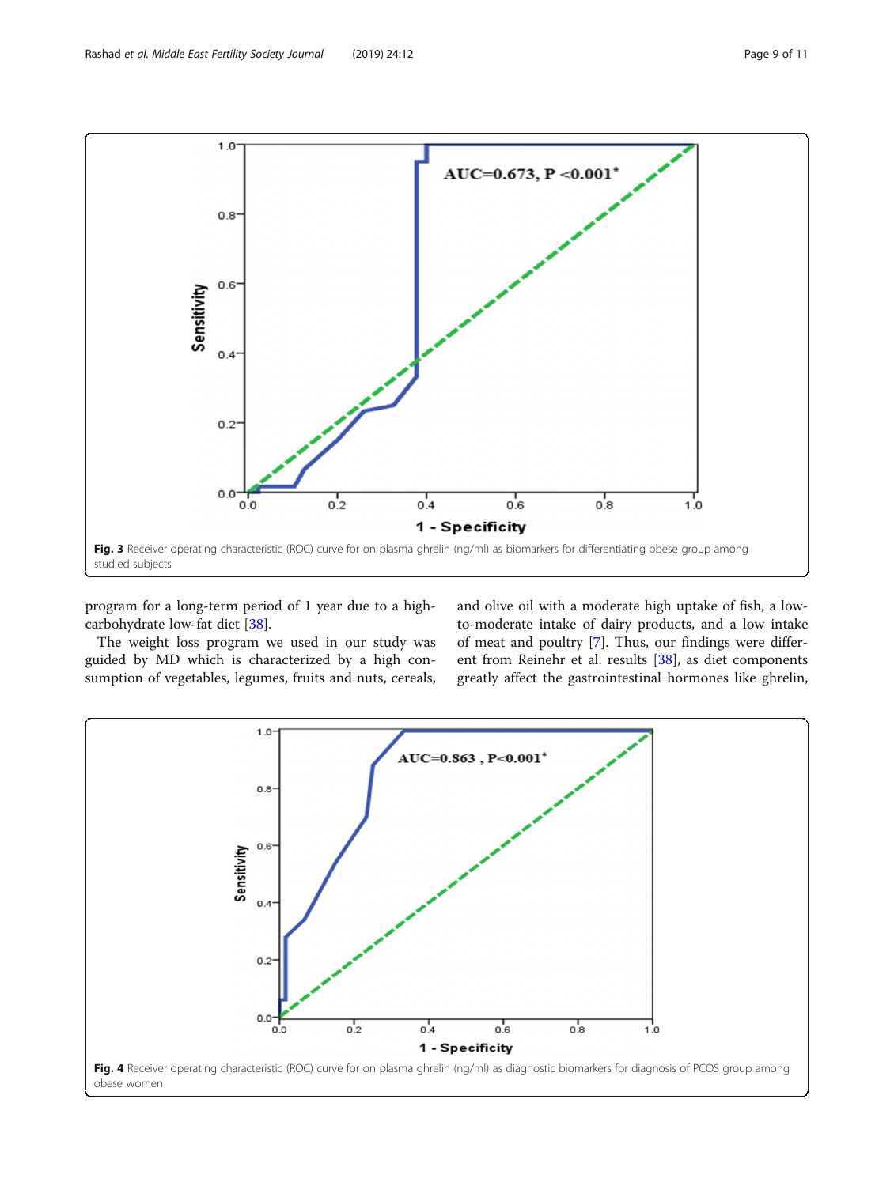Fig. 3 Receiver operating characteristic (ROC) curve for on plasma ghrelin (ng/ml) as biomarkers for differentiating obese group among studied subjects

program for a long-term period of 1 year due to a high-carbohydrate low-fat diet [38].

The weight loss program we used in our study was guided by MD which is characterized by a high consumption of vegetables, legumes, fruits and nuts, cereals, and olive oil with a moderate high uptake of fish, a low-to-moderate intake of dairy products, and a low intake of meat and poultry [7]. Thus, our findings were different from Reinehr et al. results [38], as diet components greatly affect the gastrointestinal hormones like ghrelin,

Fig. 4 Receiver operating characteristic (ROC) curve for on plasma ghrelin (ng/ml) as diagnostic biomarkers for diagnosis of PCOS group among obese women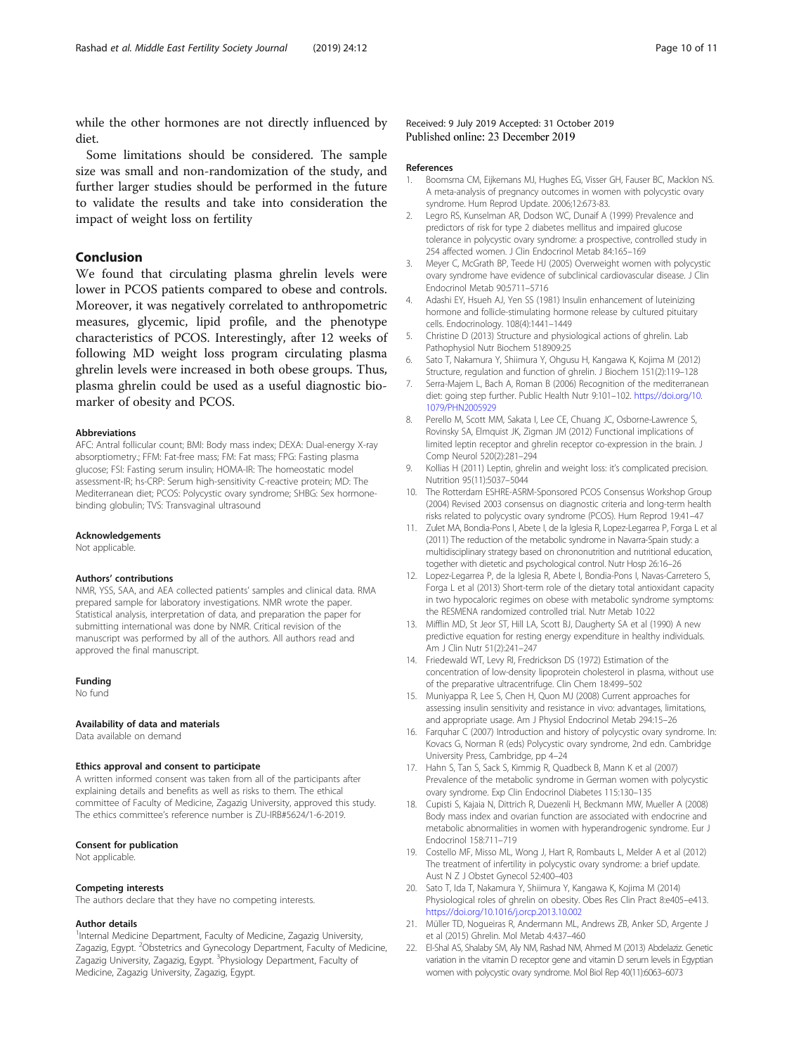while the other hormones are not directly influenced by diet.

Some limitations should be considered. The sample size was small and non-randomization of the study, and further larger studies should be performed in the future to validate the results and take into consideration the impact of weight loss on fertility

## Conclusion

We found that circulating plasma ghrelin levels were lower in PCOS patients compared to obese and controls. Moreover, it was negatively correlated to anthropometric measures, glycemic, lipid profile, and the phenotype characteristics of PCOS. Interestingly, after 12 weeks of following MD weight loss program circulating plasma ghrelin levels were increased in both obese groups. Thus, plasma ghrelin could be used as a useful diagnostic biomarker of obesity and PCOS.

#### Abbreviations

AFC: Antral follicular count; BMI: Body mass index; DEXA: Dual-energy X-ray absorptiometry.; FFM: Fat-free mass; FM: Fat mass; FPG: Fasting plasma glucose; FSI: Fasting serum insulin; HOMA-IR: The homeostatic model assessment-IR; hs-CRP: Serum high-sensitivity C-reactive protein; MD: The Mediterranean diet; PCOS: Polycystic ovary syndrome; SHBG: Sex hormone-binding globulin; TVS: Transvaginal ultrasound

#### Acknowledgements

Not applicable.

#### Authors' contributions

NMR, YSS, SAA, and AEA collected patients' samples and clinical data. RMA prepared sample for laboratory investigations. NMR wrote the paper. Statistical analysis, interpretation of data, and preparation the paper for submitting international was done by NMR. Critical revision of the manuscript was performed by all of the authors. All authors read and approved the final manuscript.

#### Funding

No fund

#### Availability of data and materials

Data available on demand

#### Ethics approval and consent to participate

A written informed consent was taken from all of the participants after explaining details and benefits as well as risks to them. The ethical committee of Faculty of Medicine, Zagazig University, approved this study. The ethics committee's reference number is ZU-IRB#5624/1-6-2019.

#### Consent for publication

Not applicable.

#### Competing interests

The authors declare that they have no competing interests.

#### Author details

[1]Internal Medicine Department, Faculty of Medicine, Zagazig University, Zagazig, Egypt. [2]Obstetrics and Gynecology Department, Faculty of Medicine, Zagazig University, Zagazig, Egypt. [3]Physiology Department, Faculty of Medicine, Zagazig University, Zagazig, Egypt.

Received: 9 July 2019 Accepted: 31 October 2019
Published online: 23 December 2019

#### References

1. Boomsma CM, Eijkemans MJ, Hughes EG, Visser GH, Fauser BC, Macklon NS. A meta-analysis of pregnancy outcomes in women with polycystic ovary syndrome. Hum Reprod Update. 2006;12:673-83.
2. Legro RS, Kunselman AR, Dodson WC, Dunaif A (1999) Prevalence and predictors of risk for type 2 diabetes mellitus and impaired glucose tolerance in polycystic ovary syndrome: a prospective, controlled study in 254 affected women. J Clin Endocrinol Metab 84:165–169
3. Meyer C, McGrath BP, Teede HJ (2005) Overweight women with polycystic ovary syndrome have evidence of subclinical cardiovascular disease. J Clin Endocrinol Metab 90:5711–5716
4. Adashi EY, Hsueh AJ, Yen SS (1981) Insulin enhancement of luteinizing hormone and follicle-stimulating hormone release by cultured pituitary cells. Endocrinology. 108(4):1441–1449
5. Christine D (2013) Structure and physiological actions of ghrelin. Lab Pathophysiol Nutr Biochem 518909:25
6. Sato T, Nakamura Y, Shiimura Y, Ohgusu H, Kangawa K, Kojima M (2012) Structure, regulation and function of ghrelin. J Biochem 151(2):119–128
7. Serra-Majem L, Bach A, Roman B (2006) Recognition of the mediterranean diet: going step further. Public Health Nutr 9:101–102. https://doi.org/10.1079/PHN2005929
8. Perello M, Scott MM, Sakata I, Lee CE, Chuang JC, Osborne-Lawrence S, Rovinsky SA, Elmquist JK, Zigman JM (2012) Functional implications of limited leptin receptor and ghrelin receptor co-expression in the brain. J Comp Neurol 520(2):281–294
9. Kollias H (2011) Leptin, ghrelin and weight loss: it's complicated precision. Nutrition 95(11):5037–5044
10. The Rotterdam ESHRE-ASRM-Sponsored PCOS Consensus Workshop Group (2004) Revised 2003 consensus on diagnostic criteria and long-term health risks related to polycystic ovary syndrome (PCOS). Hum Reprod 19:41–47
11. Zulet MA, Bondia-Pons I, Abete I, de la Iglesia R, Lopez-Legarrea P, Forga L et al (2011) The reduction of the metabolic syndrome in Navarra-Spain study: a multidisciplinary strategy based on chrononutrition and nutritional education, together with dietetic and psychological control. Nutr Hosp 26:16–26
12. Lopez-Legarrea P, de la Iglesia R, Abete I, Bondia-Pons I, Navas-Carretero S, Forga L et al (2013) Short-term role of the dietary total antioxidant capacity in two hypocaloric regimes on obese with metabolic syndrome symptoms: the RESMENA randomized controlled trial. Nutr Metab 10:22
13. Mifflin MD, St Jeor ST, Hill LA, Scott BJ, Daugherty SA et al (1990) A new predictive equation for resting energy expenditure in healthy individuals. Am J Clin Nutr 51(2):241–247
14. Friedewald WT, Levy RI, Fredrickson DS (1972) Estimation of the concentration of low-density lipoprotein cholesterol in plasma, without use of the preparative ultracentrifuge. Clin Chem 18:499–502
15. Muniyappa R, Lee S, Chen H, Quon MJ (2008) Current approaches for assessing insulin sensitivity and resistance in vivo: advantages, limitations, and appropriate usage. Am J Physiol Endocrinol Metab 294:15–26
16. Farquhar C (2007) Introduction and history of polycystic ovary syndrome. In: Kovacs G, Norman R (eds) Polycystic ovary syndrome, 2nd edn. Cambridge University Press, Cambridge, pp 4–24
17. Hahn S, Tan S, Sack S, Kimmig R, Quadbeck B, Mann K et al (2007) Prevalence of the metabolic syndrome in German women with polycystic ovary syndrome. Exp Clin Endocrinol Diabetes 115:130–135
18. Cupisti S, Kajaia N, Dittrich R, Duezenli H, Beckmann MW, Mueller A (2008) Body mass index and ovarian function are associated with endocrine and metabolic abnormalities in women with hyperandrogenic syndrome. Eur J Endocrinol 158:711–719
19. Costello MF, Misso ML, Wong J, Hart R, Rombauts L, Melder A et al (2012) The treatment of infertility in polycystic ovary syndrome: a brief update. Aust N Z J Obstet Gynecol 52:400–403
20. Sato T, Ida T, Nakamura Y, Shiimura Y, Kangawa K, Kojima M (2014) Physiological roles of ghrelin on obesity. Obes Res Clin Pract 8:e405–e413. https://doi.org/10.1016/j.orcp.2013.10.002
21. Müller TD, Nogueiras R, Andermann ML, Andrews ZB, Anker SD, Argente J et al (2015) Ghrelin. Mol Metab 4:437–460
22. El-Shal AS, Shalaby SM, Aly NM, Rashad NM, Ahmed M (2013) Abdelaziz. Genetic variation in the vitamin D receptor gene and vitamin D serum levels in Egyptian women with polycystic ovary syndrome. Mol Biol Rep 40(11):6063–6073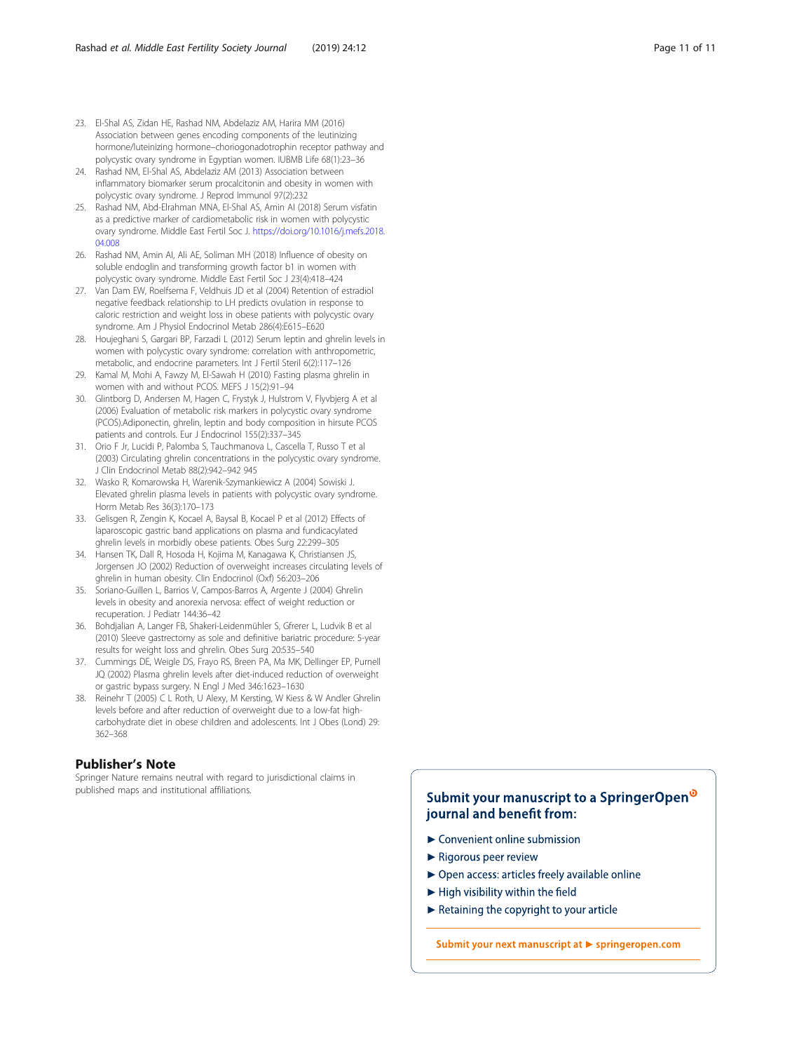23. El-Shal AS, Zidan HE, Rashad NM, Abdelaziz AM, Harira MM (2016) Association between genes encoding components of the leutinizing hormone/luteinizing hormone–choriogonadotrophin receptor pathway and polycystic ovary syndrome in Egyptian women. IUBMB Life 68(1):23–36
24. Rashad NM, El-Shal AS, Abdelaziz AM (2013) Association between inflammatory biomarker serum procalcitonin and obesity in women with polycystic ovary syndrome. J Reprod Immunol 97(2):232
25. Rashad NM, Abd-Elrahman MNA, El-Shal AS, Amin AI (2018) Serum visfatin as a predictive marker of cardiometabolic risk in women with polycystic ovary syndrome. Middle East Fertil Soc J. https://doi.org/10.1016/j.mefs.2018.04.008
26. Rashad NM, Amin AI, Ali AE, Soliman MH (2018) Influence of obesity on soluble endoglin and transforming growth factor b1 in women with polycystic ovary syndrome. Middle East Fertil Soc J 23(4):418–424
27. Van Dam EW, Roelfsema F, Veldhuis JD et al (2004) Retention of estradiol negative feedback relationship to LH predicts ovulation in response to caloric restriction and weight loss in obese patients with polycystic ovary syndrome. Am J Physiol Endocrinol Metab 286(4):E615–E620
28. Houjeghani S, Gargari BP, Farzadi L (2012) Serum leptin and ghrelin levels in women with polycystic ovary syndrome: correlation with anthropometric, metabolic, and endocrine parameters. Int J Fertil Steril 6(2):117–126
29. Kamal M, Mohi A, Fawzy M, El-Sawah H (2010) Fasting plasma ghrelin in women with and without PCOS. MEFS J 15(2):91–94
30. Glintborg D, Andersen M, Hagen C, Frystyk J, Hulstrom V, Flyvbjerg A et al (2006) Evaluation of metabolic risk markers in polycystic ovary syndrome (PCOS).Adiponectin, ghrelin, leptin and body composition in hirsute PCOS patients and controls. Eur J Endocrinol 155(2):337–345
31. Orio F Jr, Lucidi P, Palomba S, Tauchmanova L, Cascella T, Russo T et al (2003) Circulating ghrelin concentrations in the polycystic ovary syndrome. J Clin Endocrinol Metab 88(2):942–942 945
32. Wasko R, Komarowska H, Warenik-Szymankiewicz A (2004) Sowiski J. Elevated ghrelin plasma levels in patients with polycystic ovary syndrome. Horm Metab Res 36(3):170–173
33. Gelisgen R, Zengin K, Kocael A, Baysal B, Kocael P et al (2012) Effects of laparoscopic gastric band applications on plasma and fundicacylated ghrelin levels in morbidly obese patients. Obes Surg 22:299–305
34. Hansen TK, Dall R, Hosoda H, Kojima M, Kanagawa K, Christiansen JS, Jorgensen JO (2002) Reduction of overweight increases circulating levels of ghrelin in human obesity. Clin Endocrinol (Oxf) 56:203–206
35. Soriano-Guillen L, Barrios V, Campos-Barros A, Argente J (2004) Ghrelin levels in obesity and anorexia nervosa: effect of weight reduction or recuperation. J Pediatr 144:36–42
36. Bohdjalian A, Langer FB, Shakeri-Leidenmühler S, Gfrerer L, Ludvik B et al (2010) Sleeve gastrectomy as sole and definitive bariatric procedure: 5-year results for weight loss and ghrelin. Obes Surg 20:535–540
37. Cummings DE, Weigle DS, Frayo RS, Breen PA, Ma MK, Dellinger EP, Purnell JQ (2002) Plasma ghrelin levels after diet-induced reduction of overweight or gastric bypass surgery. N Engl J Med 346:1623–1630
38. Reinehr T (2005) C L Roth, U Alexy, M Kersting, W Kiess & W Andler Ghrelin levels before and after reduction of overweight due to a low-fat high-carbohydrate diet in obese children and adolescents. Int J Obes (Lond) 29: 362–368

## Publisher's Note

Springer Nature remains neutral with regard to jurisdictional claims in published maps and institutional affiliations.

**Submit your manuscript to a SpringerOpen journal and benefit from:**

- ► Convenient online submission
- ► Rigorous peer review
- ► Open access: articles freely available online
- ► High visibility within the field
- ► Retaining the copyright to your article

**Submit your next manuscript at ► springeropen.com**